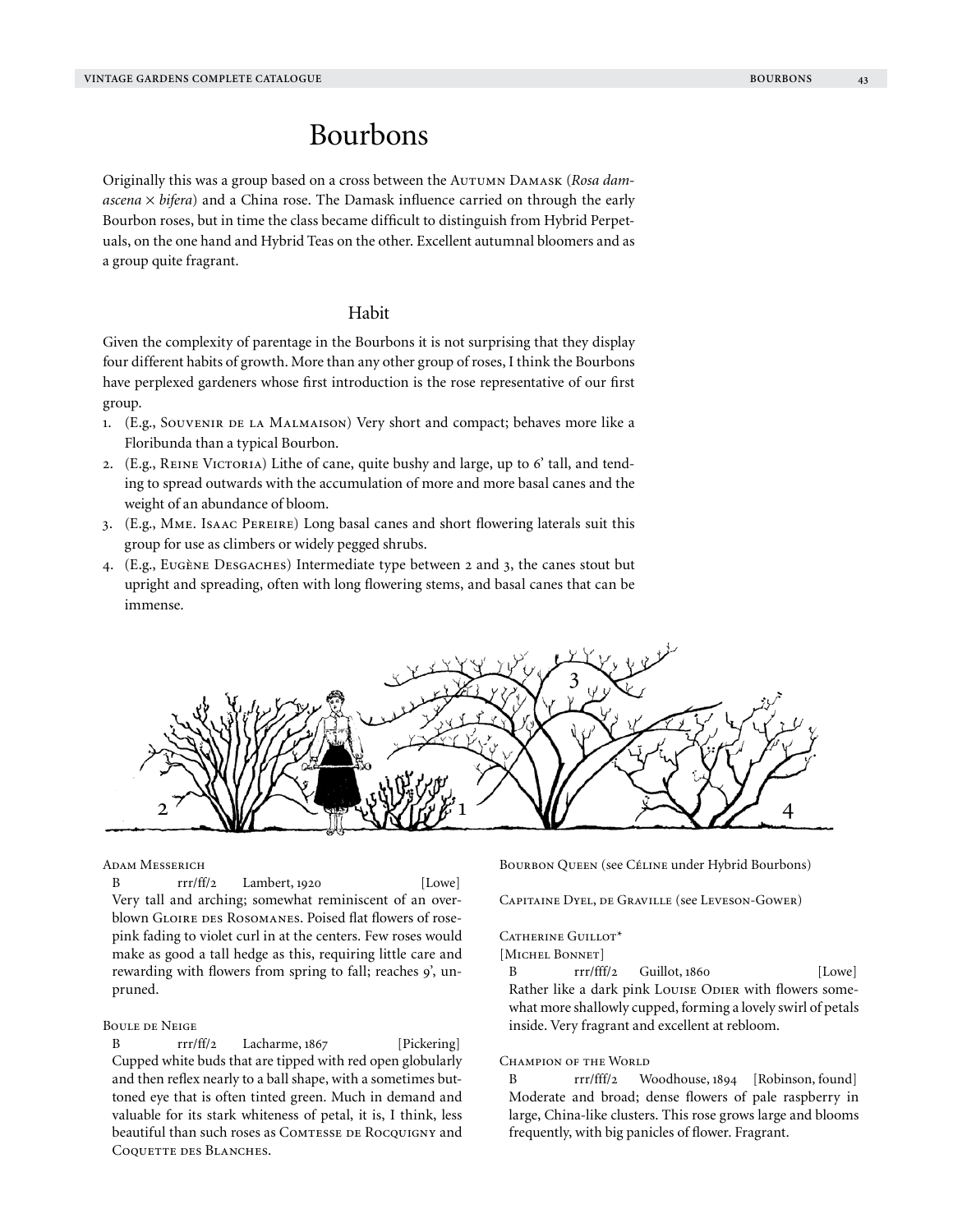# Bourbons

Originally this was a group based on a cross between the AUTUMN DAMASK (*Rosa damascena × bifera*) and a China rose. The Damask influence carried on through the early Bourbon roses, but in time the class became difficult to distinguish from Hybrid Perpetuals, on the one hand and Hybrid Teas on the other. Excellent autumnal bloomers and as a group quite fragrant.

## Habit

Given the complexity of parentage in the Bourbons it is not surprising that they display four different habits of growth. More than any other group of roses, I think the Bourbons have perplexed gardeners whose first introduction is the rose representative of our first group.

1. (E.g., SOUVENIR DE LA MALMAISON) Very short and compact; behaves more like a Floribunda than a typical Bourbon.
2. (E.g., REINE VICTORIA) Lithe of cane, quite bushy and large, up to 6' tall, and tending to spread outwards with the accumulation of more and more basal canes and the weight of an abundance of bloom.
3. (E.g., MME. ISAAC PEREIRE) Long basal canes and short flowering laterals suit this group for use as climbers or widely pegged shrubs.
4. (E.g., EUGÈNE DESGACHES) Intermediate type between 2 and 3, the canes stout but upright and spreading, often with long flowering stems, and basal canes that can be immense.

ADAM MESSERICH
B rrr/ff/2 Lambert, 1920 [Lowe]
Very tall and arching; somewhat reminiscent of an overblown GLOIRE DES ROSOMANES. Poised flat flowers of rose-pink fading to violet curl in at the centers. Few roses would make as good a tall hedge as this, requiring little care and rewarding with flowers from spring to fall; reaches 9', unpruned.

BOULE DE NEIGE
B rrr/ff/2 Lacharme, 1867 [Pickering]
Cupped white buds that are tipped with red open globularly and then reflex nearly to a ball shape, with a sometimes buttoned eye that is often tinted green. Much in demand and valuable for its stark whiteness of petal, it is, I think, less beautiful than such roses as COMTESSE DE ROCQUIGNY and COQUETTE DES BLANCHES.

BOURBON QUEEN (see CÉLINE under Hybrid Bourbons)

CAPITAINE DYEL, DE GRAVILLE (see LEVESON-GOWER)

CATHERINE GUILLOT*
[MICHEL BONNET]
B rrr/fff/2 Guillot, 1860 [Lowe]
Rather like a dark pink LOUISE ODIER with flowers somewhat more shallowly cupped, forming a lovely swirl of petals inside. Very fragrant and excellent at rebloom.

CHAMPION OF THE WORLD
B rrr/fff/2 Woodhouse, 1894 [Robinson, found]
Moderate and broad; dense flowers of pale raspberry in large, China-like clusters. This rose grows large and blooms frequently, with big panicles of flower. Fragrant.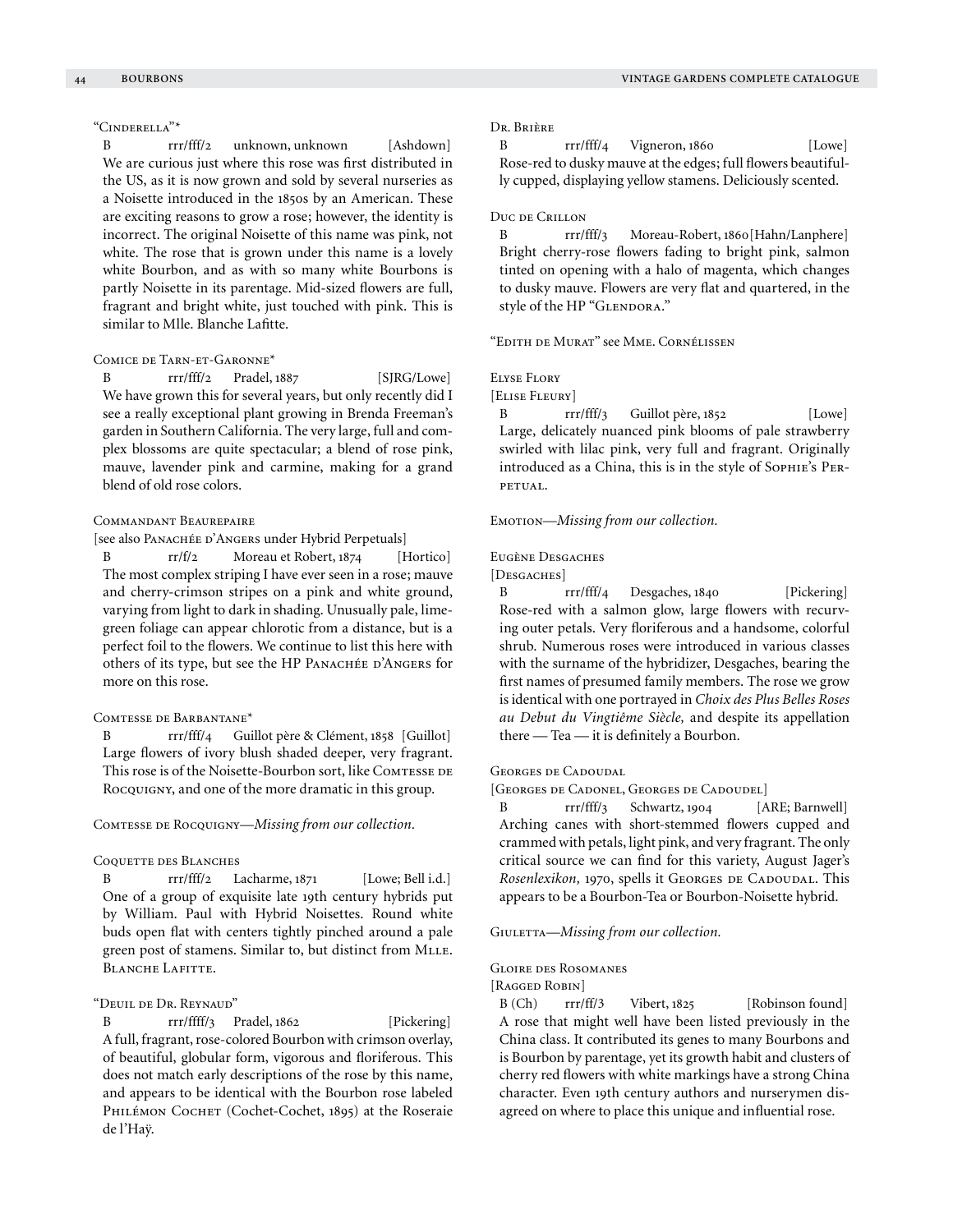### "Cinderella"*

B rrr/fff/2 unknown, unknown [Ashdown]
We are curious just where this rose was first distributed in the US, as it is now grown and sold by several nurseries as a Noisette introduced in the 1850s by an American. These are exciting reasons to grow a rose; however, the identity is incorrect. The original Noisette of this name was pink, not white. The rose that is grown under this name is a lovely white Bourbon, and as with so many white Bourbons is partly Noisette in its parentage. Mid-sized flowers are full, fragrant and bright white, just touched with pink. This is similar to Mlle. Blanche Lafitte.

### Comice de Tarn-et-Garonne*

B rrr/fff/2 Pradel, 1887 [SJRG/Lowe]
We have grown this for several years, but only recently did I see a really exceptional plant growing in Brenda Freeman's garden in Southern California. The very large, full and complex blossoms are quite spectacular; a blend of rose pink, mauve, lavender pink and carmine, making for a grand blend of old rose colors.

### Commandant Beaurepaire

[see also Panachée d'Angers under Hybrid Perpetuals]

B rr/f/2 Moreau et Robert, 1874 [Hortico]
The most complex striping I have ever seen in a rose; mauve and cherry-crimson stripes on a pink and white ground, varying from light to dark in shading. Unusually pale, lime-green foliage can appear chlorotic from a distance, but is a perfect foil to the flowers. We continue to list this here with others of its type, but see the HP Panachée d'Angers for more on this rose.

### Comtesse de Barbantane*

B rrr/fff/4 Guillot père & Clément, 1858 [Guillot]
Large flowers of ivory blush shaded deeper, very fragrant. This rose is of the Noisette-Bourbon sort, like Comtesse de Rocquigny, and one of the more dramatic in this group.

Comtesse de Rocquigny—*Missing from our collection.*

### Coquette des Blanches

B rrr/fff/2 Lacharme, 1871 [Lowe; Bell i.d.]
One of a group of exquisite late 19th century hybrids put by William. Paul with Hybrid Noisettes. Round white buds open flat with centers tightly pinched around a pale green post of stamens. Similar to, but distinct from Mlle. Blanche Lafitte.

### "Deuil de Dr. Reynaud"

B rrr/ffff/3 Pradel, 1862 [Pickering]
A full, fragrant, rose-colored Bourbon with crimson overlay, of beautiful, globular form, vigorous and floriferous. This does not match early descriptions of the rose by this name, and appears to be identical with the Bourbon rose labeled Philémon Cochet (Cochet-Cochet, 1895) at the Roseraie de l'Haÿ.

### Dr. Brière

B rrr/fff/4 Vigneron, 1860 [Lowe]
Rose-red to dusky mauve at the edges; full flowers beautifully cupped, displaying yellow stamens. Deliciously scented.

### Duc de Crillon

B rrr/fff/3 Moreau-Robert, 1860 [Hahn/Lanphere]
Bright cherry-rose flowers fading to bright pink, salmon tinted on opening with a halo of magenta, which changes to dusky mauve. Flowers are very flat and quartered, in the style of the HP "Glendora."

"Edith de Murat" see Mme. Cornélissen

### Elyse Flory

[Elise Fleury]

B rrr/fff/3 Guillot père, 1852 [Lowe]
Large, delicately nuanced pink blooms of pale strawberry swirled with lilac pink, very full and fragrant. Originally introduced as a China, this is in the style of Sophie's Perpetual.

Emotion—*Missing from our collection.*

### Eugène Desgaches

[Desgaches]

B rrr/fff/4 Desgaches, 1840 [Pickering]
Rose-red with a salmon glow, large flowers with recurving outer petals. Very floriferous and a handsome, colorful shrub. Numerous roses were introduced in various classes with the surname of the hybridizer, Desgaches, bearing the first names of presumed family members. The rose we grow is identical with one portrayed in *Choix des Plus Belles Roses au Debut du Vingtiême Siècle,* and despite its appellation there — Tea — it is definitely a Bourbon.

### Georges de Cadoudal

[Georges de Cadonel, Georges de Cadoudel]

B rrr/fff/3 Schwartz, 1904 [ARE; Barnwell]
Arching canes with short-stemmed flowers cupped and crammed with petals, light pink, and very fragrant. The only critical source we can find for this variety, August Jager's *Rosenlexikon,* 1970, spells it Georges de Cadoudal. This appears to be a Bourbon-Tea or Bourbon-Noisette hybrid.

Giuletta—*Missing from our collection.*

### Gloire des Rosomanes

[Ragged Robin]

B (Ch) rrr/ff/3 Vibert, 1825 [Robinson found]
A rose that might well have been listed previously in the China class. It contributed its genes to many Bourbons and is Bourbon by parentage, yet its growth habit and clusters of cherry red flowers with white markings have a strong China character. Even 19th century authors and nurserymen disagreed on where to place this unique and influential rose.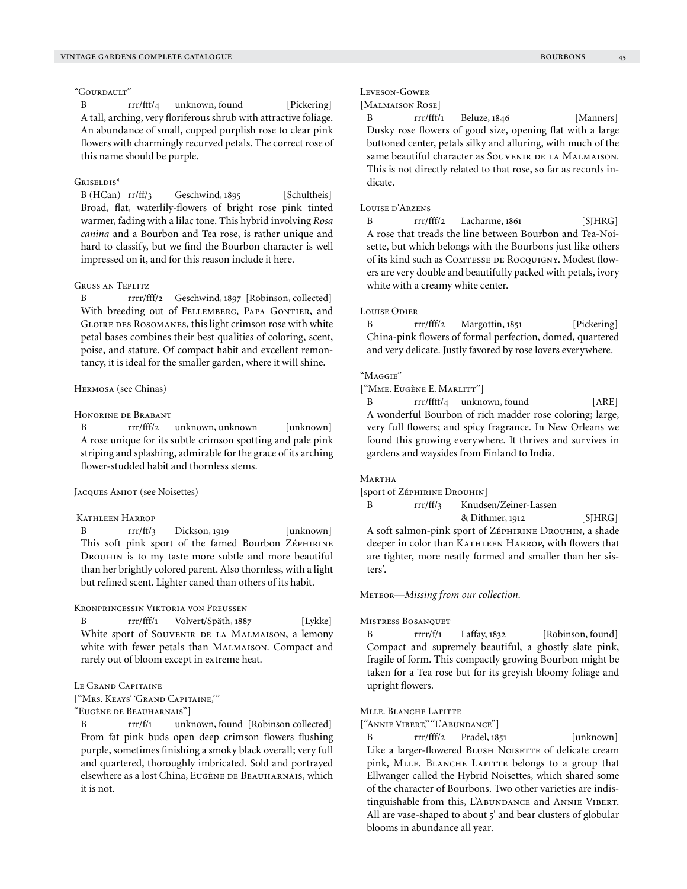### "Gourdault"

B rrr/fff/4 unknown, found [Pickering]
A tall, arching, very floriferous shrub with attractive foliage. An abundance of small, cupped purplish rose to clear pink flowers with charmingly recurved petals. The correct rose of this name should be purple.

### Griseldis*

B (HCan) rr/ff/3 Geschwind, 1895 [Schultheis]
Broad, flat, waterlily-flowers of bright rose pink tinted warmer, fading with a lilac tone. This hybrid involving *Rosa canina* and a Bourbon and Tea rose, is rather unique and hard to classify, but we find the Bourbon character is well impressed on it, and for this reason include it here.

### Gruss an Teplitz

B rrrr/fff/2 Geschwind, 1897 [Robinson, collected]
With breeding out of Fellemberg, Papa Gontier, and Gloire des Rosomanes, this light crimson rose with white petal bases combines their best qualities of coloring, scent, poise, and stature. Of compact habit and excellent remontancy, it is ideal for the smaller garden, where it will shine.

### Hermosa (see Chinas)

### Honorine de Brabant

B rrr/fff/2 unknown, unknown [unknown]
A rose unique for its subtle crimson spotting and pale pink striping and splashing, admirable for the grace of its arching flower-studded habit and thornless stems.

### Jacques Amiot (see Noisettes)

### Kathleen Harrop

B rrr/ff/3 Dickson, 1919 [unknown]
This soft pink sport of the famed Bourbon Zéphirine Drouhin is to my taste more subtle and more beautiful than her brightly colored parent. Also thornless, with a light but refined scent. Lighter caned than others of its habit.

### Kronprincessin Viktoria von Preussen

B rrr/fff/1 Volvert/Späth, 1887 [Lykke]
White sport of Souvenir de la Malmaison, a lemony white with fewer petals than Malmaison. Compact and rarely out of bloom except in extreme heat.

### Le Grand Capitaine

["Mrs. Keays' 'Grand Capitaine,'" "Eugène de Beauharnais"]

B rrr/f/1 unknown, found [Robinson collected]
From fat pink buds open deep crimson flowers flushing purple, sometimes finishing a smoky black overall; very full and quartered, thoroughly imbricated. Sold and portrayed elsewhere as a lost China, Eugène de Beauharnais, which it is not.

### Leveson-Gower

[Malmaison Rose]

B rrr/fff/1 Beluze, 1846 [Manners]
Dusky rose flowers of good size, opening flat with a large buttoned center, petals silky and alluring, with much of the same beautiful character as Souvenir de la Malmaison. This is not directly related to that rose, so far as records indicate.

### Louise d'Arzens

B rrr/fff/2 Lacharme, 1861 [SJHRG]
A rose that treads the line between Bourbon and Tea-Noisette, but which belongs with the Bourbons just like others of its kind such as Comtesse de Rocquigny. Modest flowers are very double and beautifully packed with petals, ivory white with a creamy white center.

### Louise Odier

B rrr/fff/2 Margottin, 1851 [Pickering]
China-pink flowers of formal perfection, domed, quartered and very delicate. Justly favored by rose lovers everywhere.

### "Maggie"

["Mme. Eugène E. Marlitt"]

B rrr/ffff/4 unknown, found [ARE]
A wonderful Bourbon of rich madder rose coloring; large, very full flowers; and spicy fragrance. In New Orleans we found this growing everywhere. It thrives and survives in gardens and waysides from Finland to India.

### Martha

[sport of Zéphirine Drouhin]

B rrr/ff/3 Knudsen/Zeiner-Lassen & Dithmer, 1912 [SJHRG]
A soft salmon-pink sport of Zéphirine Drouhin, a shade deeper in color than Kathleen Harrop, with flowers that are tighter, more neatly formed and smaller than her sisters'.

### Meteor—*Missing from our collection.*

### Mistress Bosanquet

B rrrr/f/1 Laffay, 1832 [Robinson, found]
Compact and supremely beautiful, a ghostly slate pink, fragile of form. This compactly growing Bourbon might be taken for a Tea rose but for its greyish bloomy foliage and upright flowers.

### Mlle. Blanche Lafitte

["Annie Vibert," "L'Abundance"]

B rrr/fff/2 Pradel, 1851 [unknown]
Like a larger-flowered Blush Noisette of delicate cream pink, Mlle. Blanche Lafitte belongs to a group that Ellwanger called the Hybrid Noisettes, which shared some of the character of Bourbons. Two other varieties are indistinguishable from this, L'Abundance and Annie Vibert. All are vase-shaped to about 5' and bear clusters of globular blooms in abundance all year.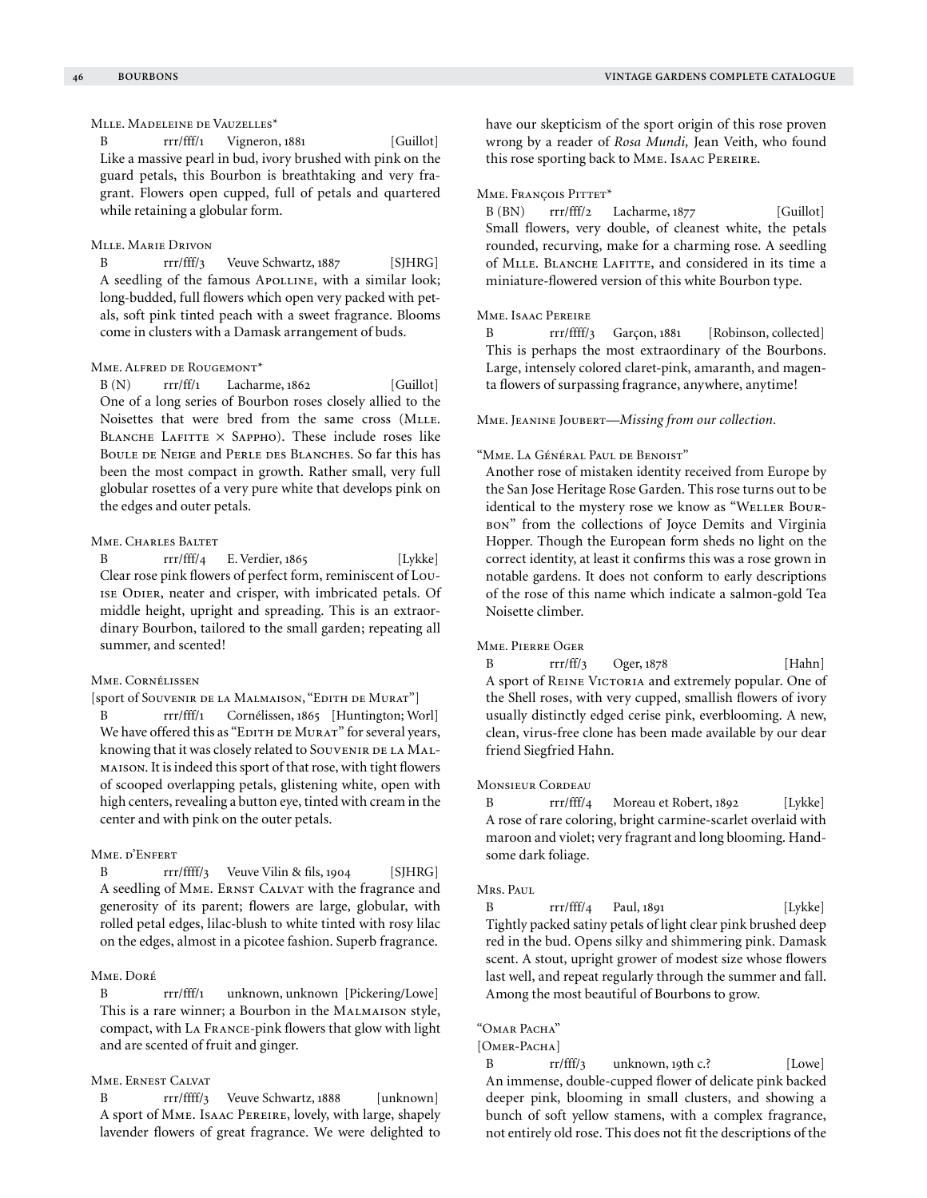### Mlle. Madeleine de Vauzelles*

B rrr/fff/1 Vigneron, 1881 [Guillot]
Like a massive pearl in bud, ivory brushed with pink on the guard petals, this Bourbon is breathtaking and very fragrant. Flowers open cupped, full of petals and quartered while retaining a globular form.

### Mlle. Marie Drivon

B rrr/fff/3 Veuve Schwartz, 1887 [SJHRG]
A seedling of the famous Apolline, with a similar look; long-budded, full flowers which open very packed with petals, soft pink tinted peach with a sweet fragrance. Blooms come in clusters with a Damask arrangement of buds.

### Mme. Alfred de Rougemont*

B (N) rrr/ff/1 Lacharme, 1862 [Guillot]
One of a long series of Bourbon roses closely allied to the Noisettes that were bred from the same cross (Mlle. Blanche Lafitte × Sappho). These include roses like Boule de Neige and Perle des Blanches. So far this has been the most compact in growth. Rather small, very full globular rosettes of a very pure white that develops pink on the edges and outer petals.

### Mme. Charles Baltet

B rrr/fff/4 E. Verdier, 1865 [Lykke]
Clear rose pink flowers of perfect form, reminiscent of Louise Odier, neater and crisper, with imbricated petals. Of middle height, upright and spreading. This is an extraordinary Bourbon, tailored to the small garden; repeating all summer, and scented!

### Mme. Cornélissen

[sport of Souvenir de la Malmaison, "Edith de Murat"]
B rrr/fff/1 Cornélissen, 1865 [Huntington; Worl]
We have offered this as "Edith de Murat" for several years, knowing that it was closely related to Souvenir de la Malmaison. It is indeed this sport of that rose, with tight flowers of scooped overlapping petals, glistening white, open with high centers, revealing a button eye, tinted with cream in the center and with pink on the outer petals.

### Mme. d'Enfert

B rrr/ffff/3 Veuve Vilin & fils, 1904 [SJHRG]
A seedling of Mme. Ernst Calvat with the fragrance and generosity of its parent; flowers are large, globular, with rolled petal edges, lilac-blush to white tinted with rosy lilac on the edges, almost in a picotee fashion. Superb fragrance.

### Mme. Doré

B rrr/fff/1 unknown, unknown [Pickering/Lowe]
This is a rare winner; a Bourbon in the Malmaison style, compact, with La France-pink flowers that glow with light and are scented of fruit and ginger.

### Mme. Ernest Calvat

B rrr/ffff/3 Veuve Schwartz, 1888 [unknown]
A sport of Mme. Isaac Pereire, lovely, with large, shapely lavender flowers of great fragrance. We were delighted to have our skepticism of the sport origin of this rose proven wrong by a reader of *Rosa Mundi,* Jean Veith, who found this rose sporting back to Mme. Isaac Pereire.

### Mme. François Pittet*

B (BN) rrr/fff/2 Lacharme, 1877 [Guillot]
Small flowers, very double, of cleanest white, the petals rounded, recurving, make for a charming rose. A seedling of Mlle. Blanche Lafitte, and considered in its time a miniature-flowered version of this white Bourbon type.

### Mme. Isaac Pereire

B rrr/ffff/3 Garçon, 1881 [Robinson, collected]
This is perhaps the most extraordinary of the Bourbons. Large, intensely colored claret-pink, amaranth, and magenta flowers of surpassing fragrance, anywhere, anytime!

### Mme. Jeanine Joubert—*Missing from our collection.*

### "Mme. La Général Paul de Benoist"

Another rose of mistaken identity received from Europe by the San Jose Heritage Rose Garden. This rose turns out to be identical to the mystery rose we know as "Weller Bourbon" from the collections of Joyce Demits and Virginia Hopper. Though the European form sheds no light on the correct identity, at least it confirms this was a rose grown in notable gardens. It does not conform to early descriptions of the rose of this name which indicate a salmon-gold Tea Noisette climber.

### Mme. Pierre Oger

B rrr/ff/3 Oger, 1878 [Hahn]
A sport of Reine Victoria and extremely popular. One of the Shell roses, with very cupped, smallish flowers of ivory usually distinctly edged cerise pink, everblooming. A new, clean, virus-free clone has been made available by our dear friend Siegfried Hahn.

### Monsieur Cordeau

B rrr/fff/4 Moreau et Robert, 1892 [Lykke]
A rose of rare coloring, bright carmine-scarlet overlaid with maroon and violet; very fragrant and long blooming. Handsome dark foliage.

### Mrs. Paul

B rrr/fff/4 Paul, 1891 [Lykke]
Tightly packed satiny petals of light clear pink brushed deep red in the bud. Opens silky and shimmering pink. Damask scent. A stout, upright grower of modest size whose flowers last well, and repeat regularly through the summer and fall. Among the most beautiful of Bourbons to grow.

### "Omar Pacha"

[Omer-Pacha]
B rr/fff/3 unknown, 19th c.? [Lowe]
An immense, double-cupped flower of delicate pink backed deeper pink, blooming in small clusters, and showing a bunch of soft yellow stamens, with a complex fragrance, not entirely old rose. This does not fit the descriptions of the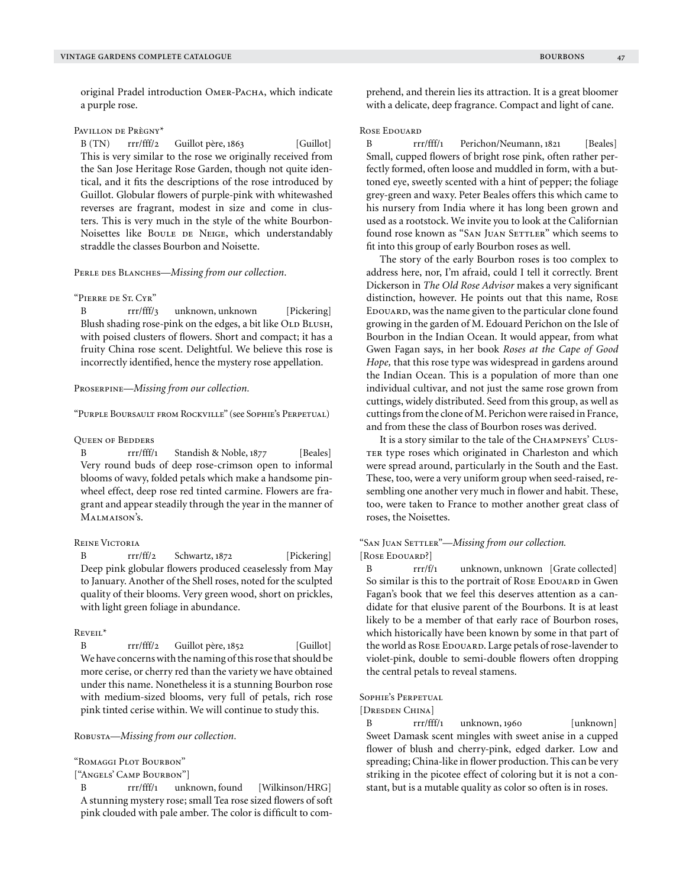original Pradel introduction Omer-Pacha, which indicate a purple rose.

Pavillon de Prègny*

B (TN) rrr/fff/2 Guillot père, 1863 [Guillot]

This is very similar to the rose we originally received from the San Jose Heritage Rose Garden, though not quite identical, and it fits the descriptions of the rose introduced by Guillot. Globular flowers of purple-pink with whitewashed reverses are fragrant, modest in size and come in clusters. This is very much in the style of the white Bourbon-Noisettes like Boule de Neige, which understandably straddle the classes Bourbon and Noisette.

Perle des Blanches—*Missing from our collection.*

"Pierre de St. Cyr"

B rrr/fff/3 unknown, unknown [Pickering]

Blush shading rose-pink on the edges, a bit like Old Blush, with poised clusters of flowers. Short and compact; it has a fruity China rose scent. Delightful. We believe this rose is incorrectly identified, hence the mystery rose appellation.

Proserpine—*Missing from our collection.*

"Purple Boursault from Rockville" (see Sophie's Perpetual)

Queen of Bedders

B rrr/fff/1 Standish & Noble, 1877 [Beales]

Very round buds of deep rose-crimson open to informal blooms of wavy, folded petals which make a handsome pinwheel effect, deep rose red tinted carmine. Flowers are fragrant and appear steadily through the year in the manner of Malmaison's.

Reine Victoria

B rrr/ff/2 Schwartz, 1872 [Pickering]

Deep pink globular flowers produced ceaselessly from May to January. Another of the Shell roses, noted for the sculpted quality of their blooms. Very green wood, short on prickles, with light green foliage in abundance.

Reveil*

B rrr/fff/2 Guillot père, 1852 [Guillot]

We have concerns with the naming of this rose that should be more cerise, or cherry red than the variety we have obtained under this name. Nonetheless it is a stunning Bourbon rose with medium-sized blooms, very full of petals, rich rose pink tinted cerise within. We will continue to study this.

Robusta—*Missing from our collection.*

"Romaggi Plot Bourbon"

["Angels' Camp Bourbon"]

B rrr/fff/1 unknown, found [Wilkinson/HRG]

A stunning mystery rose; small Tea rose sized flowers of soft pink clouded with pale amber. The color is difficult to comprehend, and therein lies its attraction. It is a great bloomer with a delicate, deep fragrance. Compact and light of cane.

Rose Edouard

B rrr/fff/1 Perichon/Neumann, 1821 [Beales]

Small, cupped flowers of bright rose pink, often rather perfectly formed, often loose and muddled in form, with a buttoned eye, sweetly scented with a hint of pepper; the foliage grey-green and waxy. Peter Beales offers this which came to his nursery from India where it has long been grown and used as a rootstock. We invite you to look at the Californian found rose known as "San Juan Settler" which seems to fit into this group of early Bourbon roses as well.

The story of the early Bourbon roses is too complex to address here, nor, I'm afraid, could I tell it correctly. Brent Dickerson in *The Old Rose Advisor* makes a very significant distinction, however. He points out that this name, Rose Edouard, was the name given to the particular clone found growing in the garden of M. Edouard Perichon on the Isle of Bourbon in the Indian Ocean. It would appear, from what Gwen Fagan says, in her book *Roses at the Cape of Good Hope,* that this rose type was widespread in gardens around the Indian Ocean. This is a population of more than one individual cultivar, and not just the same rose grown from cuttings, widely distributed. Seed from this group, as well as cuttings from the clone of M. Perichon were raised in France, and from these the class of Bourbon roses was derived.

It is a story similar to the tale of the Champneys' Cluster type roses which originated in Charleston and which were spread around, particularly in the South and the East. These, too, were a very uniform group when seed-raised, resembling one another very much in flower and habit. These, too, were taken to France to mother another great class of roses, the Noisettes.

"San Juan Settler"—*Missing from our collection.*

[Rose Edouard?]

B rrr/ff/1 unknown, unknown [Grate collected]

So similar is this to the portrait of Rose Edouard in Gwen Fagan's book that we feel this deserves attention as a candidate for that elusive parent of the Bourbons. It is at least likely to be a member of that early race of Bourbon roses, which historically have been known by some in that part of the world as Rose Edouard. Large petals of rose-lavender to violet-pink, double to semi-double flowers often dropping the central petals to reveal stamens.

Sophie's Perpetual

[Dresden China]

B rrr/fff/1 unknown, 1960 [unknown]

Sweet Damask scent mingles with sweet anise in a cupped flower of blush and cherry-pink, edged darker. Low and spreading; China-like in flower production. This can be very striking in the picotee effect of coloring but it is not a constant, but is a mutable quality as color so often is in roses.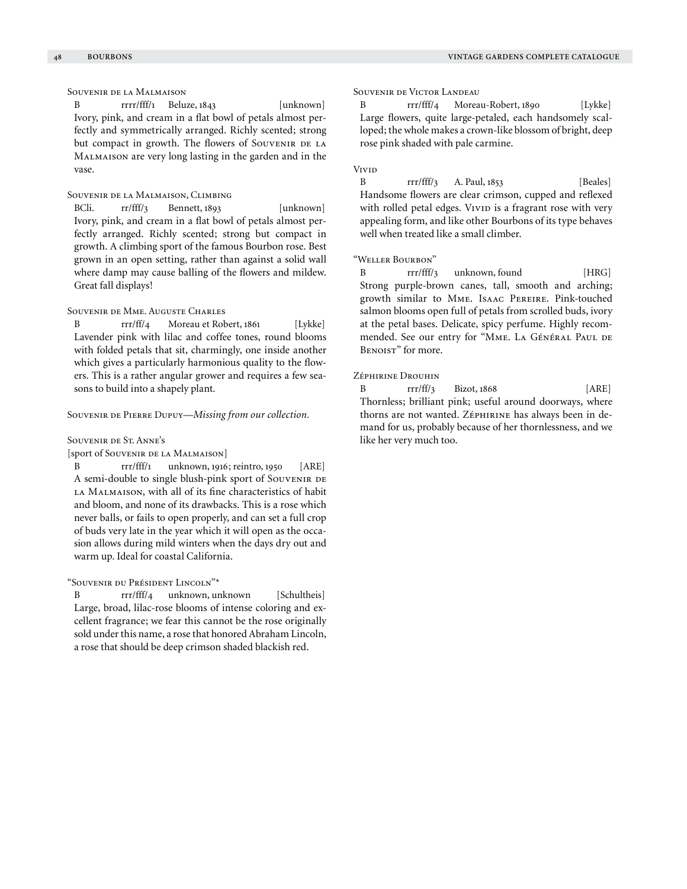### Souvenir de la Malmaison

B rrrr/fff/1 Beluze, 1843 [unknown]

Ivory, pink, and cream in a flat bowl of petals almost perfectly and symmetrically arranged. Richly scented; strong but compact in growth. The flowers of Souvenir de la Malmaison are very long lasting in the garden and in the vase.

### Souvenir de la Malmaison, Climbing

BCli. rr/fff/3 Bennett, 1893 [unknown]

Ivory, pink, and cream in a flat bowl of petals almost perfectly arranged. Richly scented; strong but compact in growth. A climbing sport of the famous Bourbon rose. Best grown in an open setting, rather than against a solid wall where damp may cause balling of the flowers and mildew. Great fall displays!

### Souvenir de Mme. Auguste Charles

B rrr/ff/4 Moreau et Robert, 1861 [Lykke]

Lavender pink with lilac and coffee tones, round blooms with folded petals that sit, charmingly, one inside another which gives a particularly harmonious quality to the flowers. This is a rather angular grower and requires a few seasons to build into a shapely plant.

### Souvenir de Pierre Dupuy—*Missing from our collection.*

### Souvenir de St. Anne's

[sport of Souvenir de la Malmaison]

B rrr/fff/1 unknown, 1916; reintro, 1950 [ARE]

A semi-double to single blush-pink sport of Souvenir de la Malmaison, with all of its fine characteristics of habit and bloom, and none of its drawbacks. This is a rose which never balls, or fails to open properly, and can set a full crop of buds very late in the year which it will open as the occasion allows during mild winters when the days dry out and warm up. Ideal for coastal California.

### "Souvenir du Président Lincoln"*

B rrr/fff/4 unknown, unknown [Schultheis]

Large, broad, lilac-rose blooms of intense coloring and excellent fragrance; we fear this cannot be the rose originally sold under this name, a rose that honored Abraham Lincoln, a rose that should be deep crimson shaded blackish red.

### Souvenir de Victor Landeau

B rrr/fff/4 Moreau-Robert, 1890 [Lykke]

Large flowers, quite large-petaled, each handsomely scalloped; the whole makes a crown-like blossom of bright, deep rose pink shaded with pale carmine.

### Vivid

B rrr/fff/3 A. Paul, 1853 [Beales]

Handsome flowers are clear crimson, cupped and reflexed with rolled petal edges. Vivid is a fragrant rose with very appealing form, and like other Bourbons of its type behaves well when treated like a small climber.

### "Weller Bourbon"

B rrr/fff/3 unknown, found [HRG]

Strong purple-brown canes, tall, smooth and arching; growth similar to Mme. Isaac Pereire. Pink-touched salmon blooms open full of petals from scrolled buds, ivory at the petal bases. Delicate, spicy perfume. Highly recommended. See our entry for "Mme. La Général Paul de Benoist" for more.

### Zéphirine Drouhin

B rrr/ff/3 Bizot, 1868 [ARE]

Thornless; brilliant pink; useful around doorways, where thorns are not wanted. Zéphirine has always been in demand for us, probably because of her thornlessness, and we like her very much too.